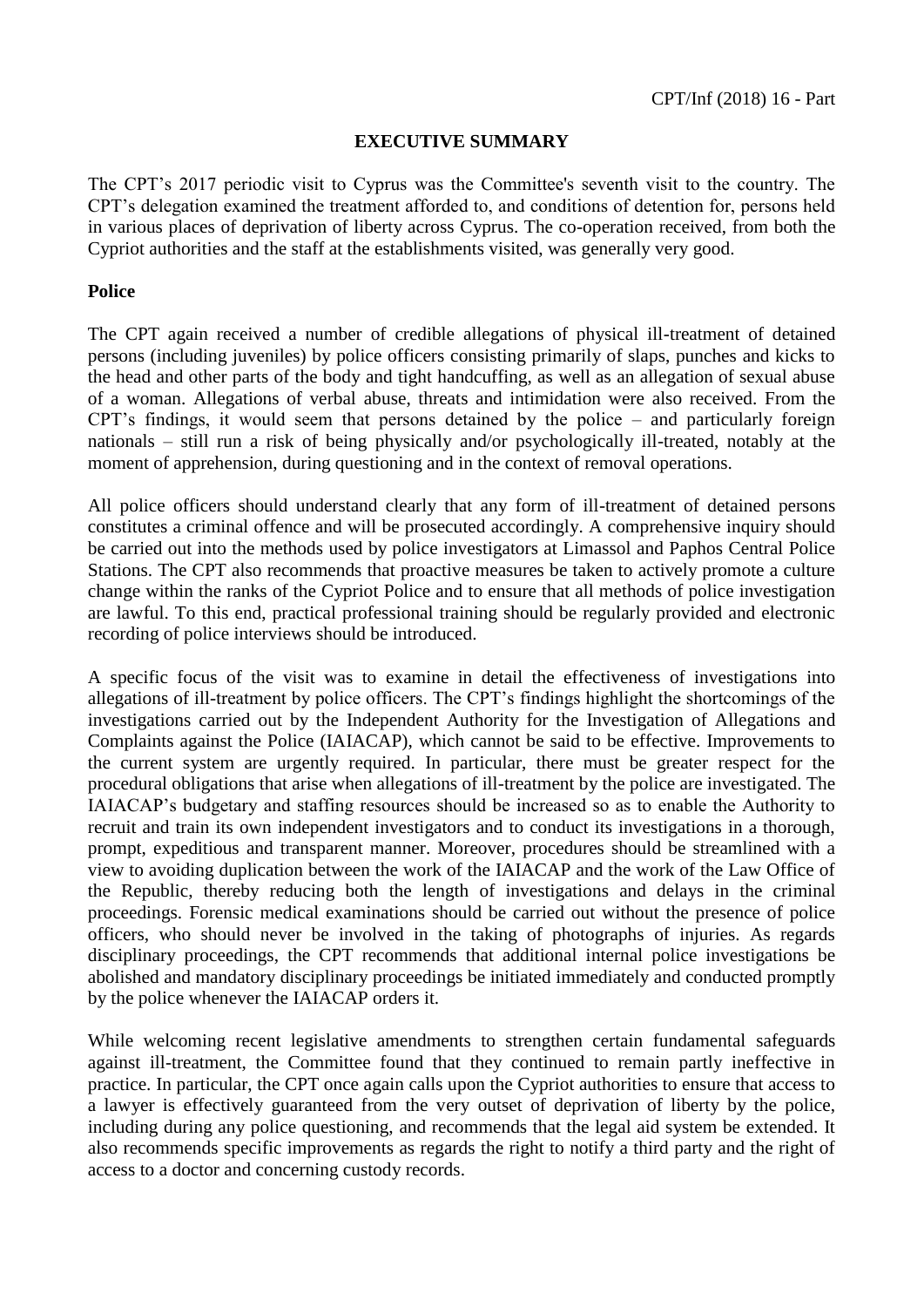## EXECUTIVE SUMMARY

The CPT's 2017 periodic visit to Cyprus was the Committee's seventh visit to the country. The CPT's delegation examined the treatment afforded to, and conditions of detention for, persons held in various places of deprivation of liberty across Cyprus. The co-operation received, from both the Cypriot authorities and the staff at the establishments visited, was generally very good.

### Police

The CPT again received a number of credible allegations of physical ill-treatment of detained persons (including juveniles) by police officers consisting primarily of slaps, punches and kicks to the head and other parts of the body and tight handcuffing, as well as an allegation of sexual abuse of a woman. Allegations of verbal abuse, threats and intimidation were also received. From the CPT's findings, it would seem that persons detained by the police – and particularly foreign nationals – still run a risk of being physically and/or psychologically ill-treated, notably at the moment of apprehension, during questioning and in the context of removal operations.

All police officers should understand clearly that any form of ill-treatment of detained persons constitutes a criminal offence and will be prosecuted accordingly. A comprehensive inquiry should be carried out into the methods used by police investigators at Limassol and Paphos Central Police Stations. The CPT also recommends that proactive measures be taken to actively promote a culture change within the ranks of the Cypriot Police and to ensure that all methods of police investigation are lawful. To this end, practical professional training should be regularly provided and electronic recording of police interviews should be introduced.

A specific focus of the visit was to examine in detail the effectiveness of investigations into allegations of ill-treatment by police officers. The CPT's findings highlight the shortcomings of the investigations carried out by the Independent Authority for the Investigation of Allegations and Complaints against the Police (IAIACAP), which cannot be said to be effective. Improvements to the current system are urgently required. In particular, there must be greater respect for the procedural obligations that arise when allegations of ill-treatment by the police are investigated. The IAIACAP's budgetary and staffing resources should be increased so as to enable the Authority to recruit and train its own independent investigators and to conduct its investigations in a thorough, prompt, expeditious and transparent manner. Moreover, procedures should be streamlined with a view to avoiding duplication between the work of the IAIACAP and the work of the Law Office of the Republic, thereby reducing both the length of investigations and delays in the criminal proceedings. Forensic medical examinations should be carried out without the presence of police officers, who should never be involved in the taking of photographs of injuries. As regards disciplinary proceedings, the CPT recommends that additional internal police investigations be abolished and mandatory disciplinary proceedings be initiated immediately and conducted promptly by the police whenever the IAIACAP orders it.

While welcoming recent legislative amendments to strengthen certain fundamental safeguards against ill-treatment, the Committee found that they continued to remain partly ineffective in practice. In particular, the CPT once again calls upon the Cypriot authorities to ensure that access to a lawyer is effectively guaranteed from the very outset of deprivation of liberty by the police, including during any police questioning, and recommends that the legal aid system be extended. It also recommends specific improvements as regards the right to notify a third party and the right of access to a doctor and concerning custody records.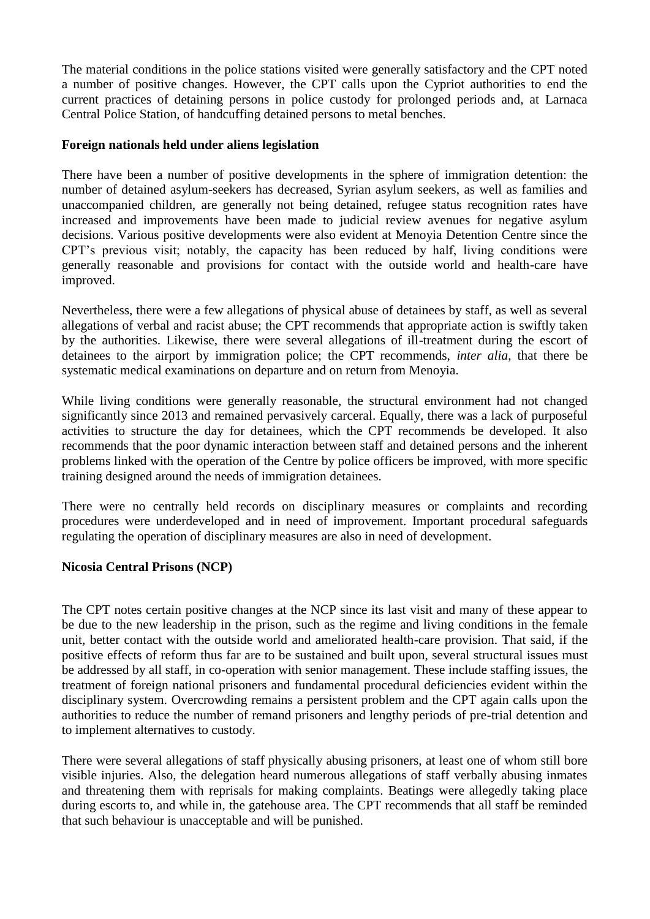The material conditions in the police stations visited were generally satisfactory and the CPT noted a number of positive changes. However, the CPT calls upon the Cypriot authorities to end the current practices of detaining persons in police custody for prolonged periods and, at Larnaca Central Police Station, of handcuffing detained persons to metal benches.

**Foreign nationals held under aliens legislation**

There have been a number of positive developments in the sphere of immigration detention: the number of detained asylum-seekers has decreased, Syrian asylum seekers, as well as families and unaccompanied children, are generally not being detained, refugee status recognition rates have increased and improvements have been made to judicial review avenues for negative asylum decisions. Various positive developments were also evident at Menoyia Detention Centre since the CPT's previous visit; notably, the capacity has been reduced by half, living conditions were generally reasonable and provisions for contact with the outside world and health-care have improved.

Nevertheless, there were a few allegations of physical abuse of detainees by staff, as well as several allegations of verbal and racist abuse; the CPT recommends that appropriate action is swiftly taken by the authorities. Likewise, there were several allegations of ill-treatment during the escort of detainees to the airport by immigration police; the CPT recommends, *inter alia*, that there be systematic medical examinations on departure and on return from Menoyia.

While living conditions were generally reasonable, the structural environment had not changed significantly since 2013 and remained pervasively carceral. Equally, there was a lack of purposeful activities to structure the day for detainees, which the CPT recommends be developed. It also recommends that the poor dynamic interaction between staff and detained persons and the inherent problems linked with the operation of the Centre by police officers be improved, with more specific training designed around the needs of immigration detainees.

There were no centrally held records on disciplinary measures or complaints and recording procedures were underdeveloped and in need of improvement. Important procedural safeguards regulating the operation of disciplinary measures are also in need of development.

**Nicosia Central Prisons (NCP)**

The CPT notes certain positive changes at the NCP since its last visit and many of these appear to be due to the new leadership in the prison, such as the regime and living conditions in the female unit, better contact with the outside world and ameliorated health-care provision. That said, if the positive effects of reform thus far are to be sustained and built upon, several structural issues must be addressed by all staff, in co-operation with senior management. These include staffing issues, the treatment of foreign national prisoners and fundamental procedural deficiencies evident within the disciplinary system. Overcrowding remains a persistent problem and the CPT again calls upon the authorities to reduce the number of remand prisoners and lengthy periods of pre-trial detention and to implement alternatives to custody.

There were several allegations of staff physically abusing prisoners, at least one of whom still bore visible injuries. Also, the delegation heard numerous allegations of staff verbally abusing inmates and threatening them with reprisals for making complaints. Beatings were allegedly taking place during escorts to, and while in, the gatehouse area. The CPT recommends that all staff be reminded that such behaviour is unacceptable and will be punished.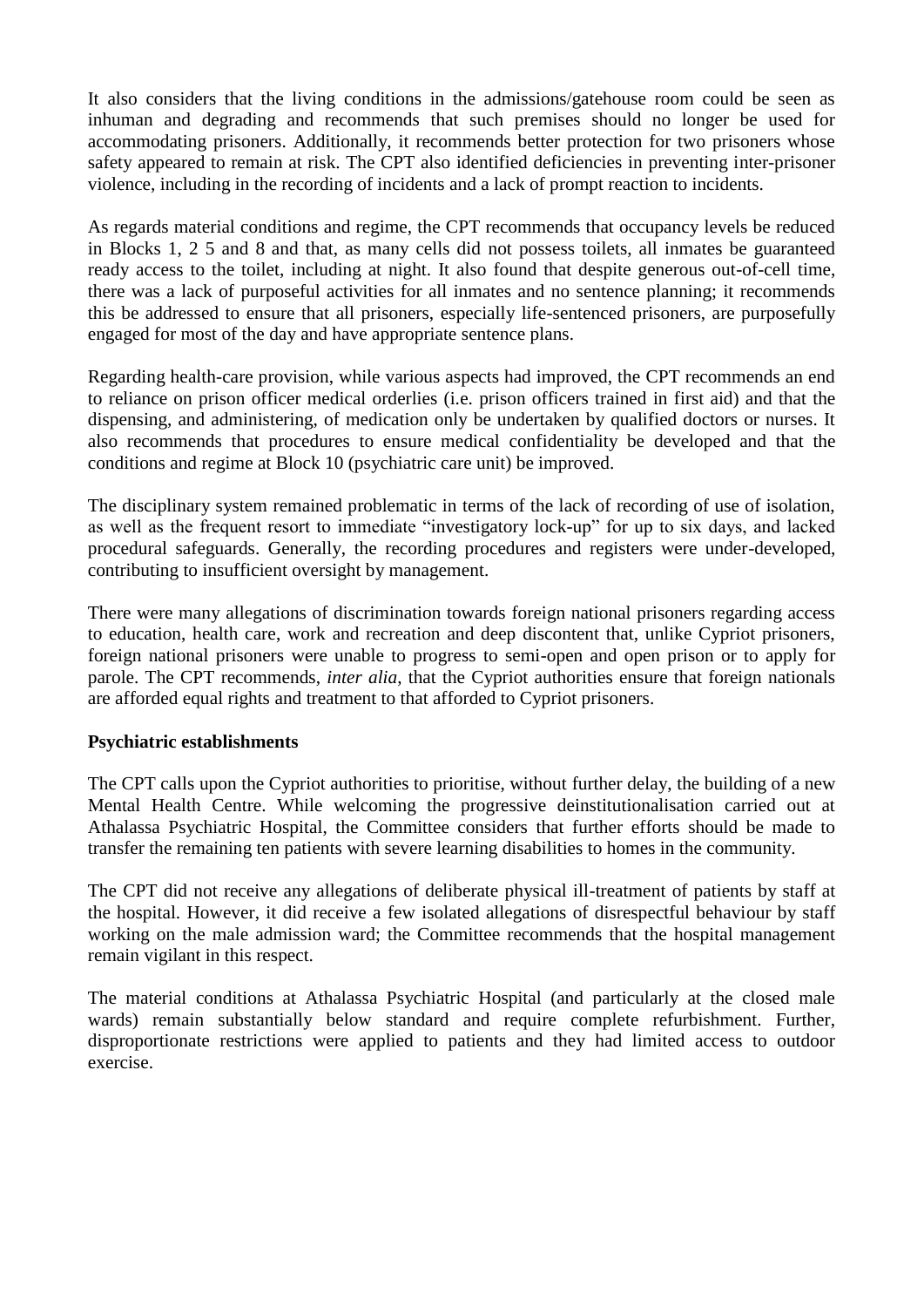It also considers that the living conditions in the admissions/gatehouse room could be seen as inhuman and degrading and recommends that such premises should no longer be used for accommodating prisoners. Additionally, it recommends better protection for two prisoners whose safety appeared to remain at risk. The CPT also identified deficiencies in preventing inter-prisoner violence, including in the recording of incidents and a lack of prompt reaction to incidents.

As regards material conditions and regime, the CPT recommends that occupancy levels be reduced in Blocks 1, 2 5 and 8 and that, as many cells did not possess toilets, all inmates be guaranteed ready access to the toilet, including at night. It also found that despite generous out-of-cell time, there was a lack of purposeful activities for all inmates and no sentence planning; it recommends this be addressed to ensure that all prisoners, especially life-sentenced prisoners, are purposefully engaged for most of the day and have appropriate sentence plans.

Regarding health-care provision, while various aspects had improved, the CPT recommends an end to reliance on prison officer medical orderlies (i.e. prison officers trained in first aid) and that the dispensing, and administering, of medication only be undertaken by qualified doctors or nurses. It also recommends that procedures to ensure medical confidentiality be developed and that the conditions and regime at Block 10 (psychiatric care unit) be improved.

The disciplinary system remained problematic in terms of the lack of recording of use of isolation, as well as the frequent resort to immediate "investigatory lock-up" for up to six days, and lacked procedural safeguards. Generally, the recording procedures and registers were under-developed, contributing to insufficient oversight by management.

There were many allegations of discrimination towards foreign national prisoners regarding access to education, health care, work and recreation and deep discontent that, unlike Cypriot prisoners, foreign national prisoners were unable to progress to semi-open and open prison or to apply for parole. The CPT recommends, *inter alia*, that the Cypriot authorities ensure that foreign nationals are afforded equal rights and treatment to that afforded to Cypriot prisoners.

**Psychiatric establishments**

The CPT calls upon the Cypriot authorities to prioritise, without further delay, the building of a new Mental Health Centre. While welcoming the progressive deinstitutionalisation carried out at Athalassa Psychiatric Hospital, the Committee considers that further efforts should be made to transfer the remaining ten patients with severe learning disabilities to homes in the community.

The CPT did not receive any allegations of deliberate physical ill-treatment of patients by staff at the hospital. However, it did receive a few isolated allegations of disrespectful behaviour by staff working on the male admission ward; the Committee recommends that the hospital management remain vigilant in this respect.

The material conditions at Athalassa Psychiatric Hospital (and particularly at the closed male wards) remain substantially below standard and require complete refurbishment. Further, disproportionate restrictions were applied to patients and they had limited access to outdoor exercise.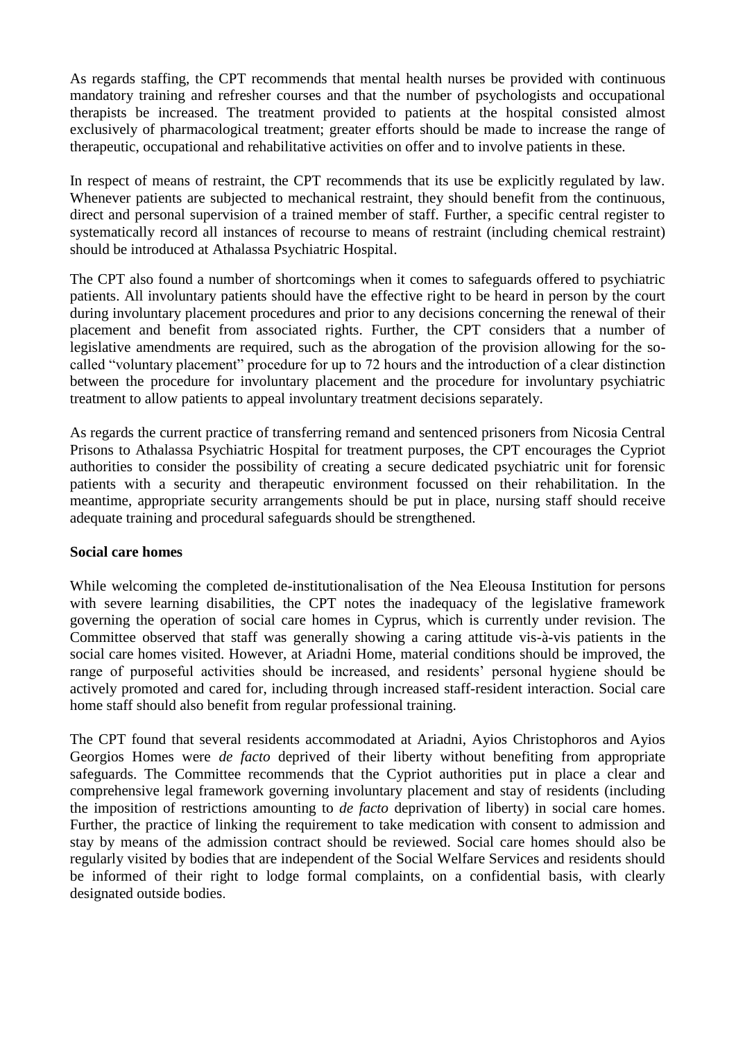As regards staffing, the CPT recommends that mental health nurses be provided with continuous mandatory training and refresher courses and that the number of psychologists and occupational therapists be increased. The treatment provided to patients at the hospital consisted almost exclusively of pharmacological treatment; greater efforts should be made to increase the range of therapeutic, occupational and rehabilitative activities on offer and to involve patients in these.

In respect of means of restraint, the CPT recommends that its use be explicitly regulated by law. Whenever patients are subjected to mechanical restraint, they should benefit from the continuous, direct and personal supervision of a trained member of staff. Further, a specific central register to systematically record all instances of recourse to means of restraint (including chemical restraint) should be introduced at Athalassa Psychiatric Hospital.

The CPT also found a number of shortcomings when it comes to safeguards offered to psychiatric patients. All involuntary patients should have the effective right to be heard in person by the court during involuntary placement procedures and prior to any decisions concerning the renewal of their placement and benefit from associated rights. Further, the CPT considers that a number of legislative amendments are required, such as the abrogation of the provision allowing for the so-called "voluntary placement" procedure for up to 72 hours and the introduction of a clear distinction between the procedure for involuntary placement and the procedure for involuntary psychiatric treatment to allow patients to appeal involuntary treatment decisions separately.

As regards the current practice of transferring remand and sentenced prisoners from Nicosia Central Prisons to Athalassa Psychiatric Hospital for treatment purposes, the CPT encourages the Cypriot authorities to consider the possibility of creating a secure dedicated psychiatric unit for forensic patients with a security and therapeutic environment focussed on their rehabilitation. In the meantime, appropriate security arrangements should be put in place, nursing staff should receive adequate training and procedural safeguards should be strengthened.

**Social care homes**

While welcoming the completed de-institutionalisation of the Nea Eleousa Institution for persons with severe learning disabilities, the CPT notes the inadequacy of the legislative framework governing the operation of social care homes in Cyprus, which is currently under revision. The Committee observed that staff was generally showing a caring attitude vis-à-vis patients in the social care homes visited. However, at Ariadni Home, material conditions should be improved, the range of purposeful activities should be increased, and residents' personal hygiene should be actively promoted and cared for, including through increased staff-resident interaction. Social care home staff should also benefit from regular professional training.

The CPT found that several residents accommodated at Ariadni, Ayios Christophoros and Ayios Georgios Homes were *de facto* deprived of their liberty without benefiting from appropriate safeguards. The Committee recommends that the Cypriot authorities put in place a clear and comprehensive legal framework governing involuntary placement and stay of residents (including the imposition of restrictions amounting to *de facto* deprivation of liberty) in social care homes. Further, the practice of linking the requirement to take medication with consent to admission and stay by means of the admission contract should be reviewed. Social care homes should also be regularly visited by bodies that are independent of the Social Welfare Services and residents should be informed of their right to lodge formal complaints, on a confidential basis, with clearly designated outside bodies.